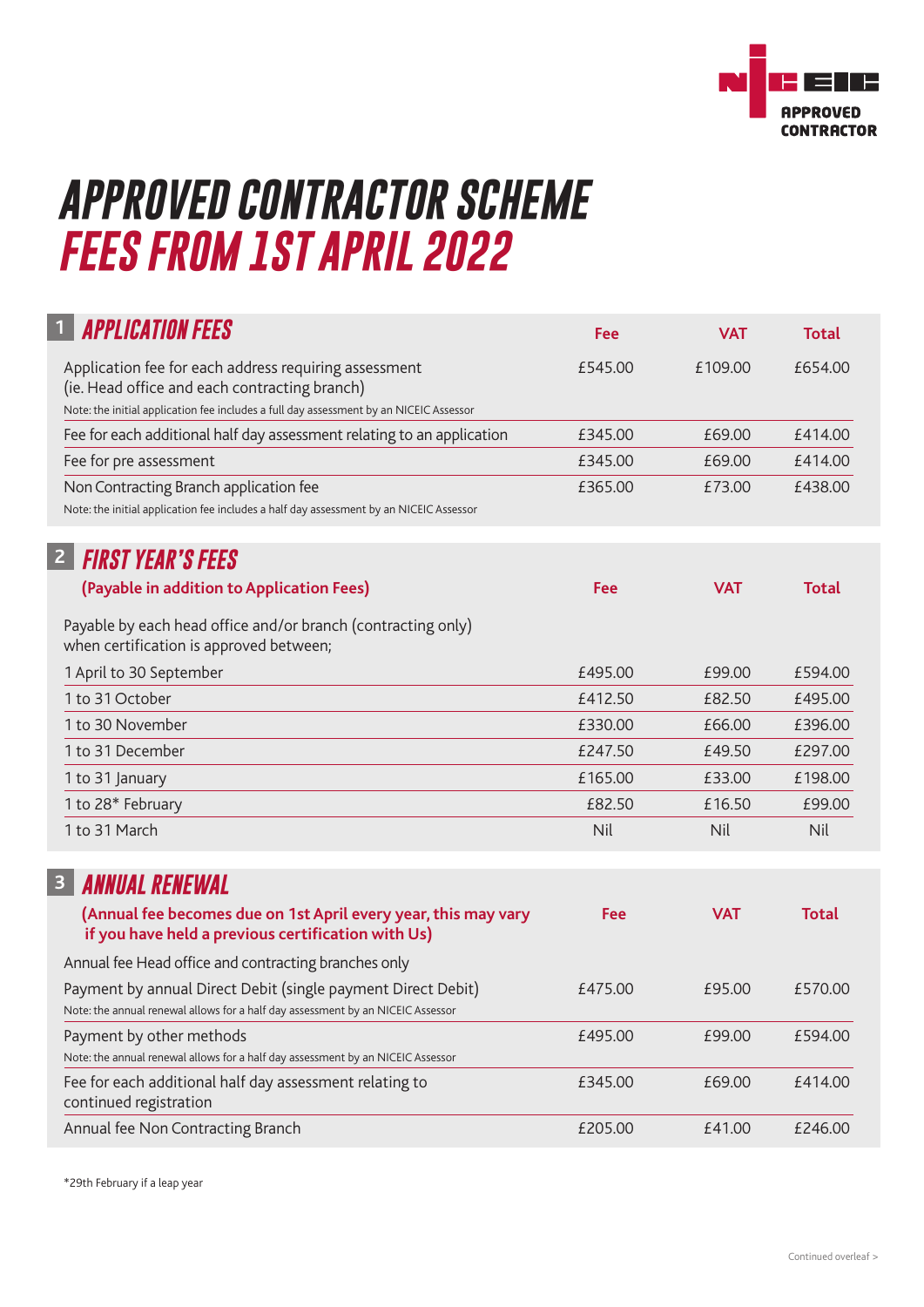NICEIC APPROVED CONTRACTOR

# APPROVED CONTRACTOR SCHEME
# FEES FROM 1ST APRIL 2022

## 1 APPLICATION FEES

| | Fee | VAT | Total |
|---|---|---|---|
| Application fee for each address requiring assessment (ie. Head office and each contracting branch)<br>Note: the initial application fee includes a full day assessment by an NICEIC Assessor | £545.00 | £109.00 | £654.00 |
| Fee for each additional half day assessment relating to an application | £345.00 | £69.00 | £414.00 |
| Fee for pre assessment | £345.00 | £69.00 | £414.00 |
| Non Contracting Branch application fee<br>Note: the initial application fee includes a half day assessment by an NICEIC Assessor | £365.00 | £73.00 | £438.00 |

## 2 FIRST YEAR'S FEES

| (Payable in addition to Application Fees) | Fee | VAT | Total |
|---|---|---|---|
| Payable by each head office and/or branch (contracting only) when certification is approved between; | | | |
| 1 April to 30 September | £495.00 | £99.00 | £594.00 |
| 1 to 31 October | £412.50 | £82.50 | £495.00 |
| 1 to 30 November | £330.00 | £66.00 | £396.00 |
| 1 to 31 December | £247.50 | £49.50 | £297.00 |
| 1 to 31 January | £165.00 | £33.00 | £198.00 |
| 1 to 28* February | £82.50 | £16.50 | £99.00 |
| 1 to 31 March | Nil | Nil | Nil |

## 3 ANNUAL RENEWAL

| (Annual fee becomes due on 1st April every year, this may vary if you have held a previous certification with Us) | Fee | VAT | Total |
|---|---|---|---|
| Annual fee Head office and contracting branches only | | | |
| Payment by annual Direct Debit (single payment Direct Debit)<br>Note: the annual renewal allows for a half day assessment by an NICEIC Assessor | £475.00 | £95.00 | £570.00 |
| Payment by other methods<br>Note: the annual renewal allows for a half day assessment by an NICEIC Assessor | £495.00 | £99.00 | £594.00 |
| Fee for each additional half day assessment relating to continued registration | £345.00 | £69.00 | £414.00 |
| Annual fee Non Contracting Branch | £205.00 | £41.00 | £246.00 |

*29th February if a leap year

Continued overleaf >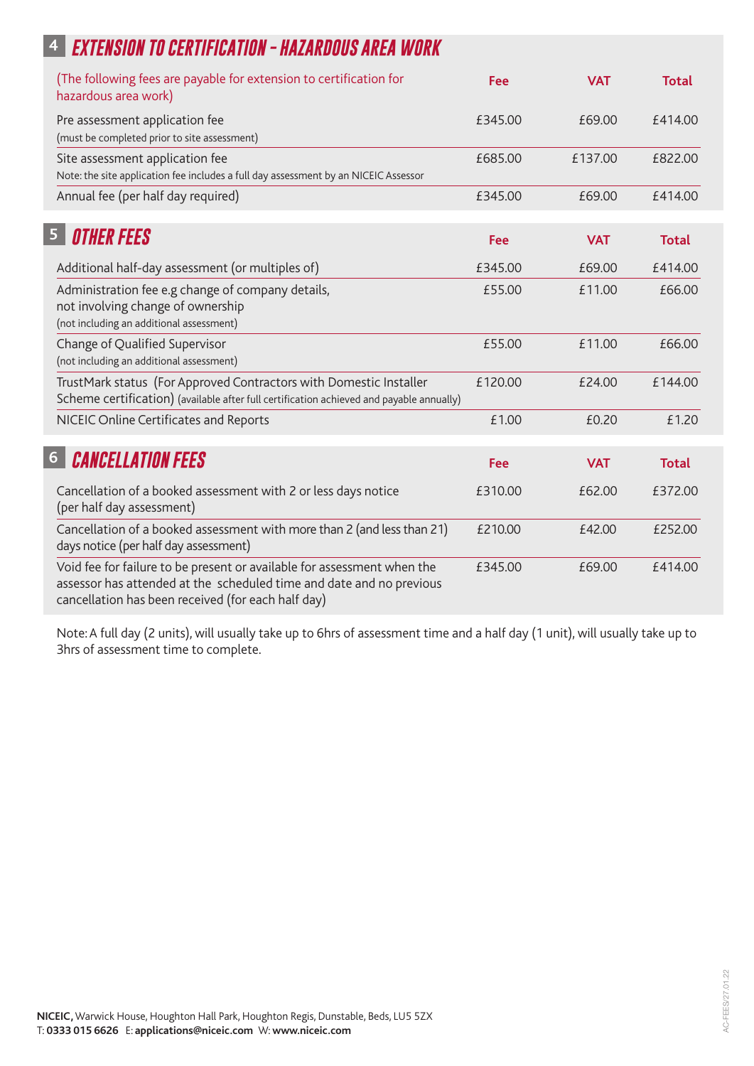## 4 EXTENSION TO CERTIFICATION – HAZARDOUS AREA WORK

| (The following fees are payable for extension to certification for hazardous area work) | Fee | VAT | Total |
|---|---|---|---|
| Pre assessment application fee (must be completed prior to site assessment) | £345.00 | £69.00 | £414.00 |
| Site assessment application fee Note: the site application fee includes a full day assessment by an NICEIC Assessor | £685.00 | £137.00 | £822.00 |
| Annual fee (per half day required) | £345.00 | £69.00 | £414.00 |

## 5 OTHER FEES

| | Fee | VAT | Total |
|---|---|---|---|
| Additional half-day assessment (or multiples of) | £345.00 | £69.00 | £414.00 |
| Administration fee e.g change of company details, not involving change of ownership (not including an additional assessment) | £55.00 | £11.00 | £66.00 |
| Change of Qualified Supervisor (not including an additional assessment) | £55.00 | £11.00 | £66.00 |
| TrustMark status (For Approved Contractors with Domestic Installer Scheme certification) (available after full certification achieved and payable annually) | £120.00 | £24.00 | £144.00 |
| NICEIC Online Certificates and Reports | £1.00 | £0.20 | £1.20 |

## 6 CANCELLATION FEES

| | Fee | VAT | Total |
|---|---|---|---|
| Cancellation of a booked assessment with 2 or less days notice (per half day assessment) | £310.00 | £62.00 | £372.00 |
| Cancellation of a booked assessment with more than 2 (and less than 21) days notice (per half day assessment) | £210.00 | £42.00 | £252.00 |
| Void fee for failure to be present or available for assessment when the assessor has attended at the scheduled time and date and no previous cancellation has been received (for each half day) | £345.00 | £69.00 | £414.00 |

Note: A full day (2 units), will usually take up to 6hrs of assessment time and a half day (1 unit), will usually take up to 3hrs of assessment time to complete.

**NICEIC,** Warwick House, Houghton Hall Park, Houghton Regis, Dunstable, Beds, LU5 5ZX
T: **0333 015 6626** E: **applications@niceic.com** W: **www.niceic.com**

AC-FEES/27.01.22